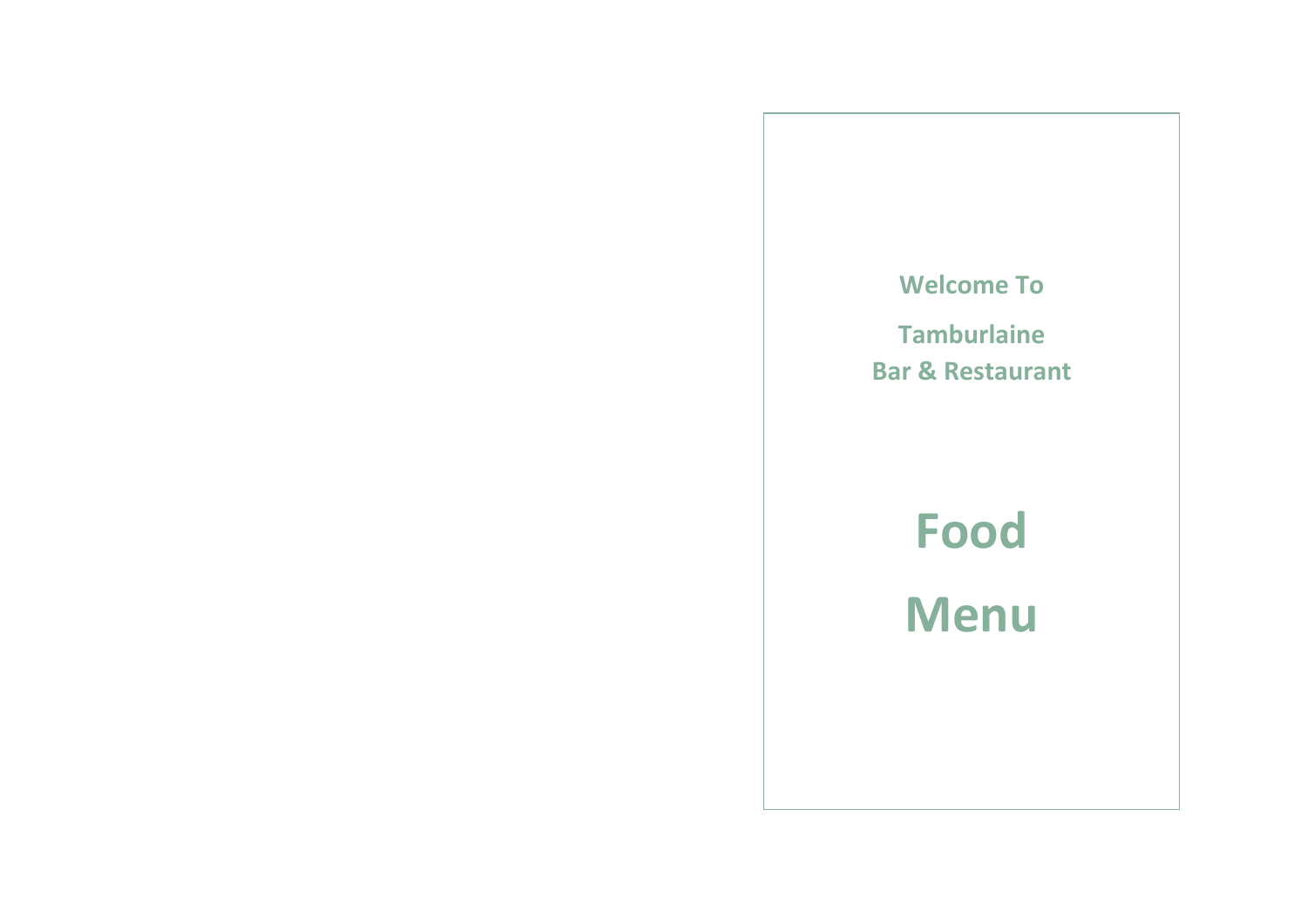**Welcome To**

**Tamburlaine**
**Bar & Restaurant**

# Food

# Menu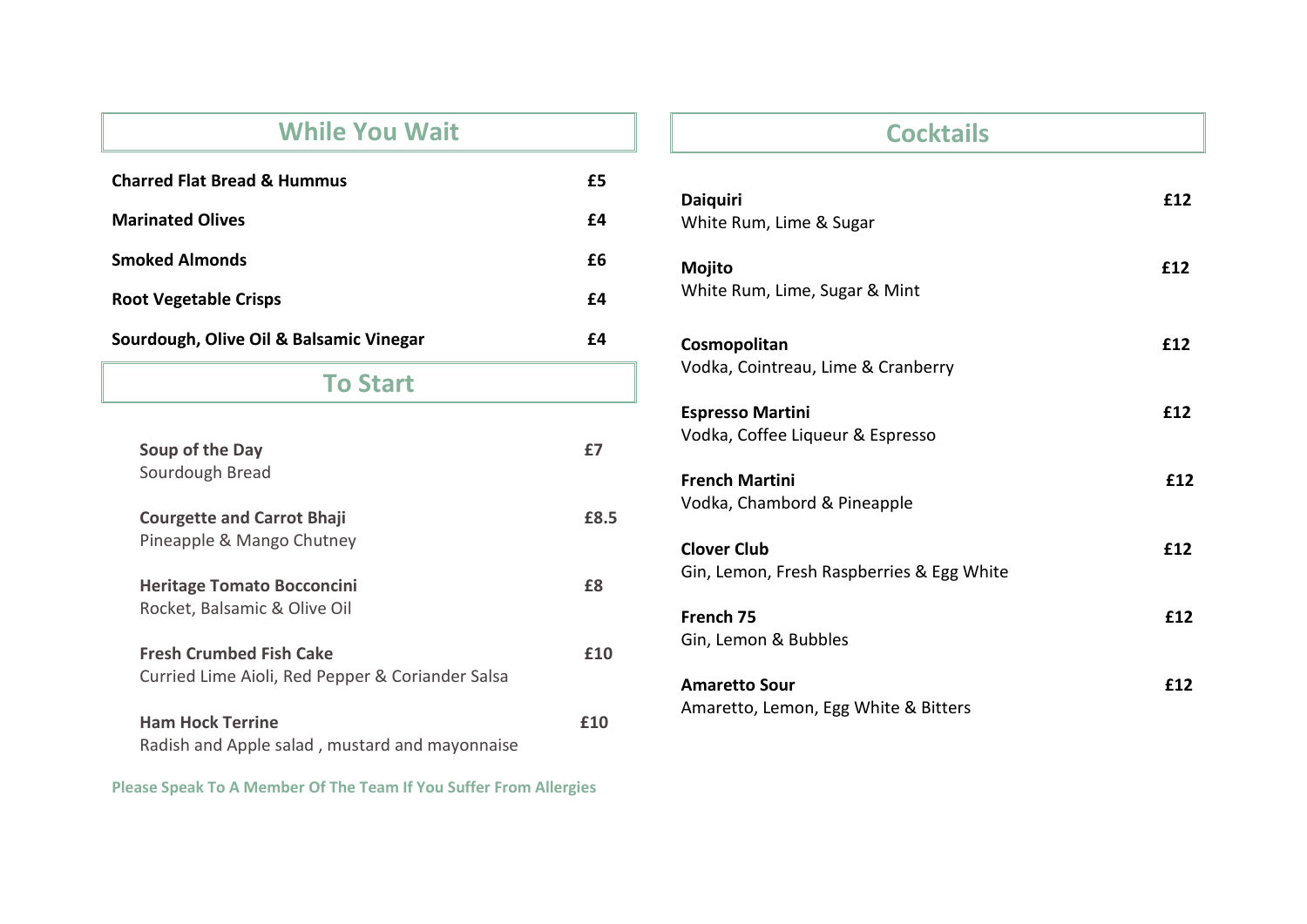## While You Wait

**Charged Flat Bread & Hummus** **£5**

**Marinated Olives** **£4**

**Smoked Almonds** **£6**

**Root Vegetable Crisps** **£4**

**Sourdough, Olive Oil & Balsamic Vinegar** **£4**

## To Start

**Soup of the Day** **£7**
Sourdough Bread

**Courgette and Carrot Bhaji** **£8.5**
Pineapple & Mango Chutney

**Heritage Tomato Bocconcini** **£8**
Rocket, Balsamic & Olive Oil

**Fresh Crumbed Fish Cake** **£10**
Curried Lime Aioli, Red Pepper & Coriander Salsa

**Ham Hock Terrine** **£10**
Radish and Apple salad , mustard and mayonnaise

**Please Speak To A Member Of The Team If You Suffer From Allergies**

## Cocktails

**Daiquiri** **£12**
White Rum, Lime & Sugar

**Mojito** **£12**
White Rum, Lime, Sugar & Mint

**Cosmopolitan** **£12**
Vodka, Cointreau, Lime & Cranberry

**Espresso Martini** **£12**
Vodka, Coffee Liqueur & Espresso

**French Martini** **£12**
Vodka, Chambord & Pineapple

**Clover Club** **£12**
Gin, Lemon, Fresh Raspberries & Egg White

**French 75** **£12**
Gin, Lemon & Bubbles

**Amaretto Sour** **£12**
Amaretto, Lemon, Egg White & Bitters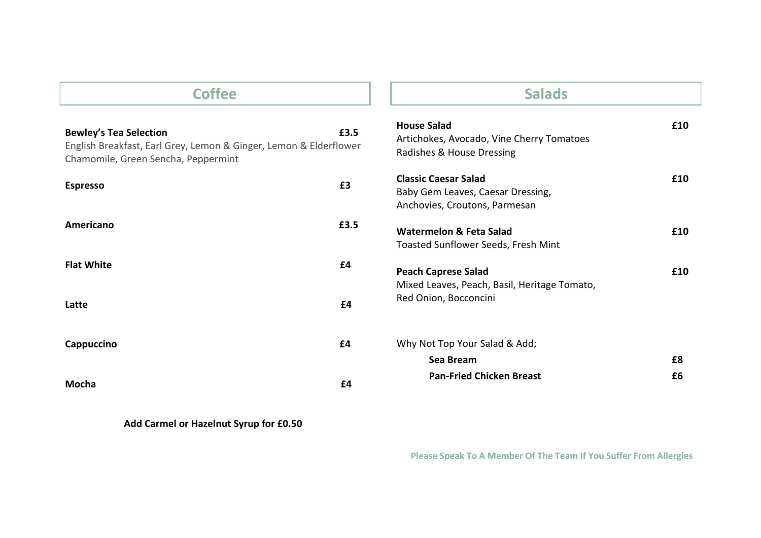## Coffee

**Bewley's Tea Selection** **£3.5**
English Breakfast, Earl Grey, Lemon & Ginger, Lemon & Elderflower
Chamomile, Green Sencha, Peppermint

**Espresso** **£3**

**Americano** **£3.5**

**Flat White** **£4**

**Latte** **£4**

**Cappuccino** **£4**

**Mocha** **£4**

**Add Carmel or Hazelnut Syrup for £0.50**

## Salads

**House Salad** **£10**
Artichokes, Avocado, Vine Cherry Tomatoes
Radishes & House Dressing

**Classic Caesar Salad** **£10**
Baby Gem Leaves, Caesar Dressing,
Anchovies, Croutons, Parmesan

**Watermelon & Feta Salad** **£10**
Toasted Sunflower Seeds, Fresh Mint

**Peach Caprese Salad** **£10**
Mixed Leaves, Peach, Basil, Heritage Tomato,
Red Onion, Bocconcini

Why Not Top Your Salad & Add;

**Sea Bream** **£8**

**Pan-Fried Chicken Breast** **£6**

**Please Speak To A Member Of The Team If You Suffer From Allergies**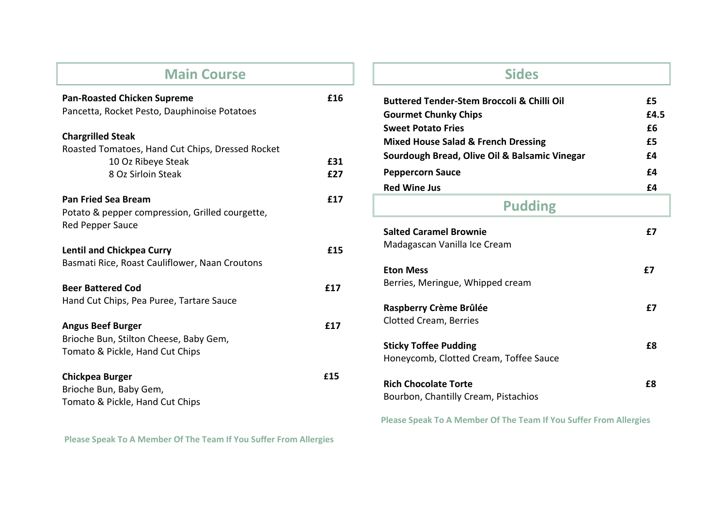## Main Course

**Pan-Roasted Chicken Supreme** **£16**
Pancetta, Rocket Pesto, Dauphinoise Potatoes

**Chargrilled Steak**
Roasted Tomatoes, Hand Cut Chips, Dressed Rocket
10 Oz Ribeye Steak **£31**
8 Oz Sirloin Steak **£27**

**Pan Fried Sea Bream** **£17**
Potato & pepper compression, Grilled courgette, Red Pepper Sauce

**Lentil and Chickpea Curry** **£15**
Basmati Rice, Roast Cauliflower, Naan Croutons

**Beer Battered Cod** **£17**
Hand Cut Chips, Pea Puree, Tartare Sauce

**Angus Beef Burger** **£17**
Brioche Bun, Stilton Cheese, Baby Gem, Tomato & Pickle, Hand Cut Chips

**Chickpea Burger** **£15**
Brioche Bun, Baby Gem, Tomato & Pickle, Hand Cut Chips

**Please Speak To A Member Of The Team If You Suffer From Allergies**

## Sides

| | |
|---|---|
| **Buttered Tender-Stem Broccoli & Chilli Oil** | **£5** |
| **Gourmet Chunky Chips** | **£4.5** |
| **Sweet Potato Fries** | **£6** |
| **Mixed House Salad & French Dressing** | **£5** |
| **Sourdough Bread, Olive Oil & Balsamic Vinegar** | **£4** |
| **Peppercorn Sauce** | **£4** |
| **Red Wine Jus** | **£4** |

## Pudding

**Salted Caramel Brownie** **£7**
Madagascan Vanilla Ice Cream

**Eton Mess** **£7**
Berries, Meringue, Whipped cream

**Raspberry Crème Brûlée** **£7**
Clotted Cream, Berries

**Sticky Toffee Pudding** **£8**
Honeycomb, Clotted Cream, Toffee Sauce

**Rich Chocolate Torte** **£8**
Bourbon, Chantilly Cream, Pistachios

**Please Speak To A Member Of The Team If You Suffer From Allergies**